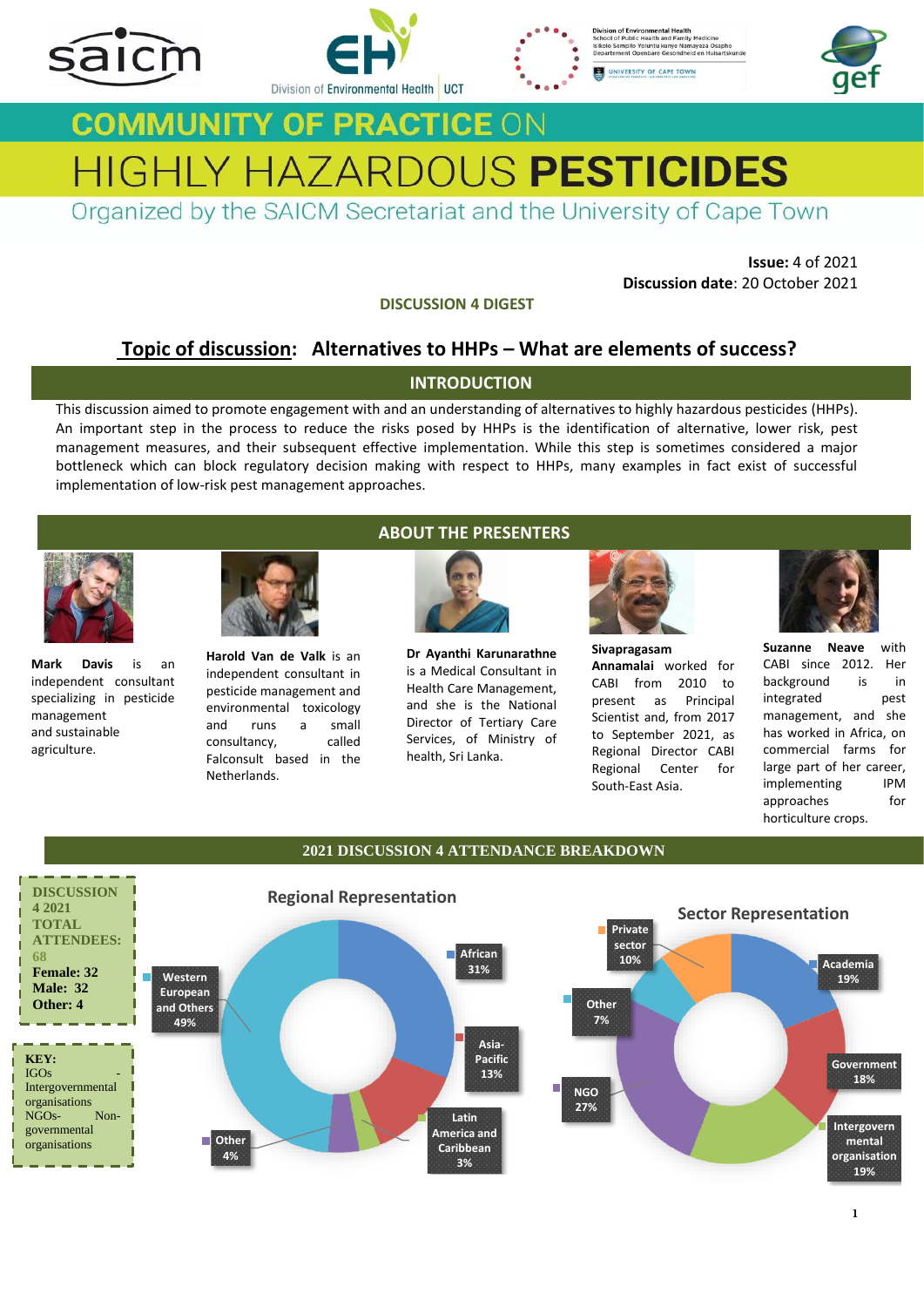# COMMUNITY OF PRACTICE ON HIGHLY HAZARDOUS PESTICIDES

Organized by the SAICM Secretariat and the University of Cape Town

**Issue:** 4 of 2021
**Discussion date**: 20 October 2021

**DISCUSSION 4 DIGEST**

## Topic of discussion: Alternatives to HHPs – What are elements of success?

## INTRODUCTION

This discussion aimed to promote engagement with and an understanding of alternatives to highly hazardous pesticides (HHPs). An important step in the process to reduce the risks posed by HHPs is the identification of alternative, lower risk, pest management measures, and their subsequent effective implementation. While this step is sometimes considered a major bottleneck which can block regulatory decision making with respect to HHPs, many examples in fact exist of successful implementation of low-risk pest management approaches.

## ABOUT THE PRESENTERS

**Mark Davis** is an independent consultant specializing in pesticide management and sustainable agriculture.

**Harold Van de Valk** is an independent consultant in pesticide management and environmental toxicology and runs a small consultancy, called Falconsult based in the Netherlands.

**Dr Ayanthi Karunarathne** is a Medical Consultant in Health Care Management, and she is the National Director of Tertiary Care Services, of Ministry of health, Sri Lanka.

**Sivapragasam Annamalai** worked for CABI from 2010 to present as Principal Scientist and, from 2017 to September 2021, as Regional Director CABI Regional Center for South-East Asia.

**Suzanne Neave** with CABI since 2012. Her background is in integrated pest management, and she has worked in Africa, on commercial farms for large part of her career, implementing IPM approaches for horticulture crops.

## 2021 DISCUSSION 4 ATTENDANCE BREAKDOWN

**DISCUSSION 4 2021 TOTAL ATTENDEES: 68**
**Female: 32**
**Male: 32**
**Other: 4**

**KEY:**
IGOs - Intergovernmental organisations
NGOs- Non-governmental organisations

**Regional Representation**

| Region | Share |
|---|---|
| African | 31% |
| Asia-Pacific | 13% |
| Latin America and Caribbean | 3% |
| Other | 4% |
| Western European and Others | 49% |

**Sector Representation**

| Sector | Share |
|---|---|
| Academia | 19% |
| Government | 18% |
| Intergovernmental organisation | 19% |
| NGO | 27% |
| Other | 7% |
| Private sector | 10% |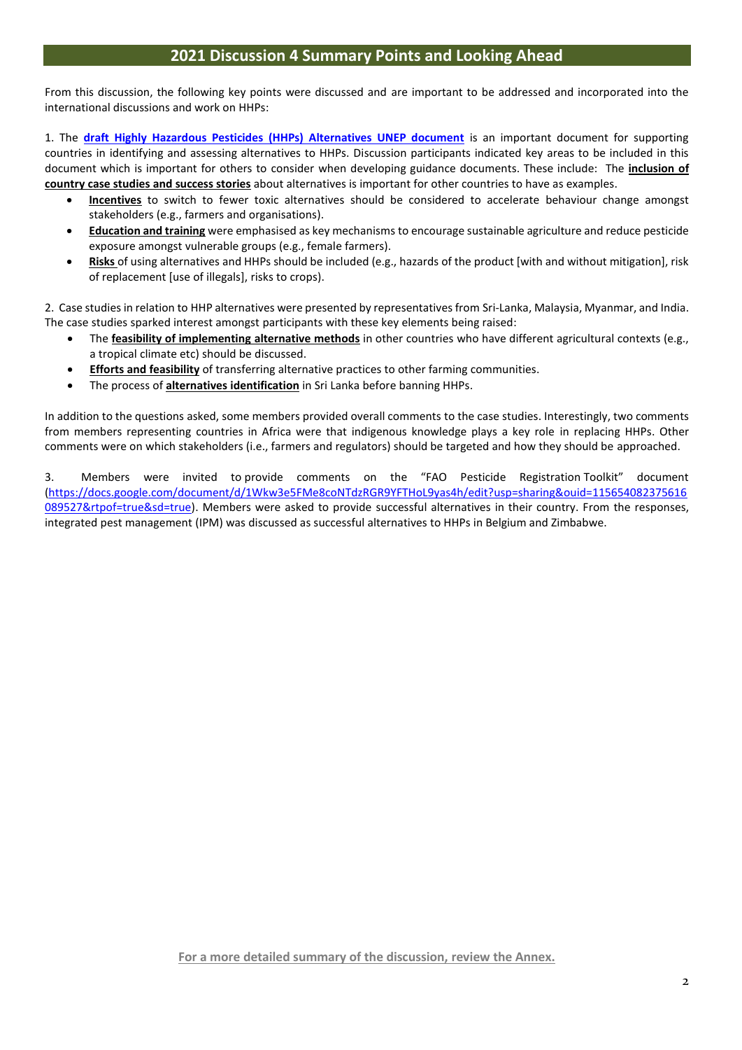## 2021 Discussion 4 Summary Points and Looking Ahead

From this discussion, the following key points were discussed and are important to be addressed and incorporated into the international discussions and work on HHPs:

1. The **draft Highly Hazardous Pesticides (HHPs) Alternatives UNEP document** is an important document for supporting countries in identifying and assessing alternatives to HHPs. Discussion participants indicated key areas to be included in this document which is important for others to consider when developing guidance documents. These include: The **inclusion of country case studies and success stories** about alternatives is important for other countries to have as examples.
   - **Incentives** to switch to fewer toxic alternatives should be considered to accelerate behaviour change amongst stakeholders (e.g., farmers and organisations).
   - **Education and training** were emphasised as key mechanisms to encourage sustainable agriculture and reduce pesticide exposure amongst vulnerable groups (e.g., female farmers).
   - **Risks** of using alternatives and HHPs should be included (e.g., hazards of the product [with and without mitigation], risk of replacement [use of illegals], risks to crops).

2. Case studies in relation to HHP alternatives were presented by representatives from Sri-Lanka, Malaysia, Myanmar, and India. The case studies sparked interest amongst participants with these key elements being raised:
   - The **feasibility of implementing alternative methods** in other countries who have different agricultural contexts (e.g., a tropical climate etc) should be discussed.
   - **Efforts and feasibility** of transferring alternative practices to other farming communities.
   - The process of **alternatives identification** in Sri Lanka before banning HHPs.

In addition to the questions asked, some members provided overall comments to the case studies. Interestingly, two comments from members representing countries in Africa were that indigenous knowledge plays a key role in replacing HHPs. Other comments were on which stakeholders (i.e., farmers and regulators) should be targeted and how they should be approached.

3. Members were invited to provide comments on the "FAO Pesticide Registration Toolkit" document (https://docs.google.com/document/d/1Wkw3e5FMe8coNTdzRGR9YFTHoL9yas4h/edit?usp=sharing&ouid=115654082375616089527&rtpof=true&sd=true). Members were asked to provide successful alternatives in their country. From the responses, integrated pest management (IPM) was discussed as successful alternatives to HHPs in Belgium and Zimbabwe.

**For a more detailed summary of the discussion, review the Annex.**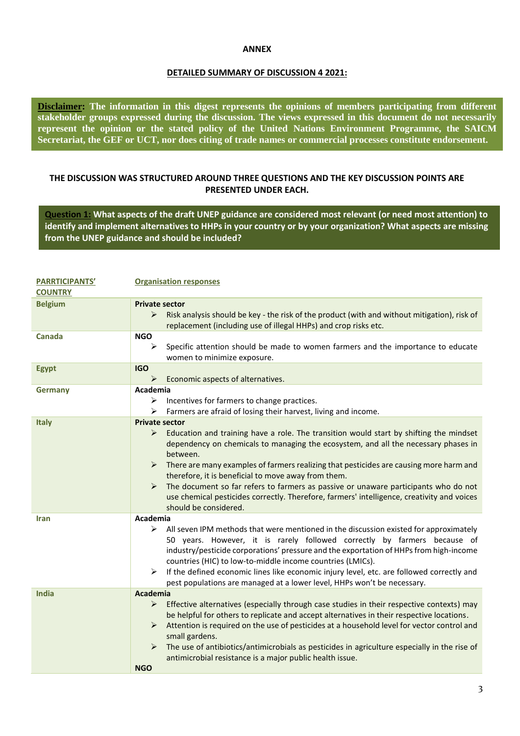**ANNEX**

**DETAILED SUMMARY OF DISCUSSION 4 2021:**

**Disclaimer: The information in this digest represents the opinions of members participating from different stakeholder groups expressed during the discussion. The views expressed in this document do not necessarily represent the opinion or the stated policy of the United Nations Environment Programme, the SAICM Secretariat, the GEF or UCT, nor does citing of trade names or commercial processes constitute endorsement.**

**THE DISCUSSION WAS STRUCTURED AROUND THREE QUESTIONS AND THE KEY DISCUSSION POINTS ARE PRESENTED UNDER EACH.**

**Question 1: What aspects of the draft UNEP guidance are considered most relevant (or need most attention) to identify and implement alternatives to HHPs in your country or by your organization? What aspects are missing from the UNEP guidance and should be included?**

| PARRTICIPANTS' COUNTRY | Organisation responses |
|---|---|
| **Belgium** | **Private sector**<br>➢ Risk analysis should be key - the risk of the product (with and without mitigation), risk of replacement (including use of illegal HHPs) and crop risks etc. |
| **Canada** | **NGO**<br>➢ Specific attention should be made to women farmers and the importance to educate women to minimize exposure. |
| **Egypt** | **IGO**<br>➢ Economic aspects of alternatives. |
| **Germany** | **Academia**<br>➢ Incentives for farmers to change practices.<br>➢ Farmers are afraid of losing their harvest, living and income. |
| **Italy** | **Private sector**<br>➢ Education and training have a role. The transition would start by shifting the mindset dependency on chemicals to managing the ecosystem, and all the necessary phases in between.<br>➢ There are many examples of farmers realizing that pesticides are causing more harm and therefore, it is beneficial to move away from them.<br>➢ The document so far refers to farmers as passive or unaware participants who do not use chemical pesticides correctly. Therefore, farmers' intelligence, creativity and voices should be considered. |
| **Iran** | **Academia**<br>➢ All seven IPM methods that were mentioned in the discussion existed for approximately 50 years. However, it is rarely followed correctly by farmers because of industry/pesticide corporations' pressure and the exportation of HHPs from high-income countries (HIC) to low-to-middle income countries (LMICs).<br>➢ If the defined economic lines like economic injury level, etc. are followed correctly and pest populations are managed at a lower level, HHPs won't be necessary. |
| **India** | **Academia**<br>➢ Effective alternatives (especially through case studies in their respective contexts) may be helpful for others to replicate and accept alternatives in their respective locations.<br>➢ Attention is required on the use of pesticides at a household level for vector control and small gardens.<br>➢ The use of antibiotics/antimicrobials as pesticides in agriculture especially in the rise of antimicrobial resistance is a major public health issue.<br>**NGO** |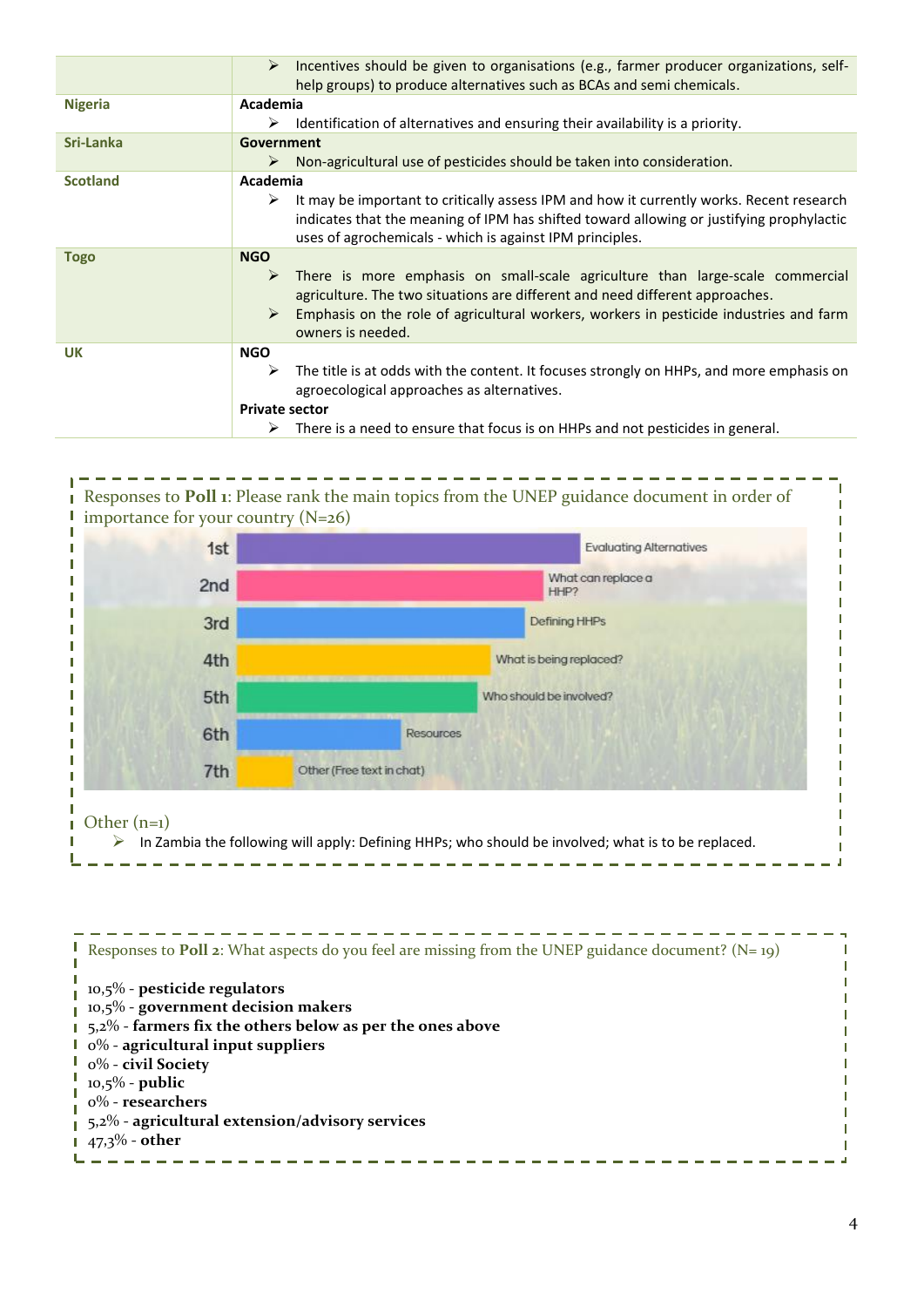| | |
|---|---|
| | ➢ Incentives should be given to organisations (e.g., farmer producer organizations, self-help groups) to produce alternatives such as BCAs and semi chemicals. |
| **Nigeria** | **Academia**<br>➢ Identification of alternatives and ensuring their availability is a priority. |
| **Sri-Lanka** | **Government**<br>➢ Non-agricultural use of pesticides should be taken into consideration. |
| **Scotland** | **Academia**<br>➢ It may be important to critically assess IPM and how it currently works. Recent research indicates that the meaning of IPM has shifted toward allowing or justifying prophylactic uses of agrochemicals - which is against IPM principles. |
| **Togo** | **NGO**<br>➢ There is more emphasis on small-scale agriculture than large-scale commercial agriculture. The two situations are different and need different approaches.<br>➢ Emphasis on the role of agricultural workers, workers in pesticide industries and farm owners is needed. |
| **UK** | **NGO**<br>➢ The title is at odds with the content. It focuses strongly on HHPs, and more emphasis on agroecological approaches as alternatives.<br>**Private sector**<br>➢ There is a need to ensure that focus is on HHPs and not pesticides in general. |

Responses to **Poll 1**: Please rank the main topics from the UNEP guidance document in order of importance for your country (N=26)

| Rank | Topic |
|---|---|
| 1st | Evaluating Alternatives |
| 2nd | What can replace a HHP? |
| 3rd | Defining HHPs |
| 4th | What is being replaced? |
| 5th | Who should be involved? |
| 6th | Resources |
| 7th | Other (Free text in chat) |

Other (n=1)

➢ In Zambia the following will apply: Defining HHPs; who should be involved; what is to be replaced.

Responses to **Poll 2**: What aspects do you feel are missing from the UNEP guidance document? (N= 19)

10,5% - **pesticide regulators**
10,5% - **government decision makers**
5,2% - **farmers fix the others below as per the ones above**
0% - **agricultural input suppliers**
0% - **civil Society**
10,5% - **public**
0% - **researchers**
5,2% - **agricultural extension/advisory services**
47,3% - **other**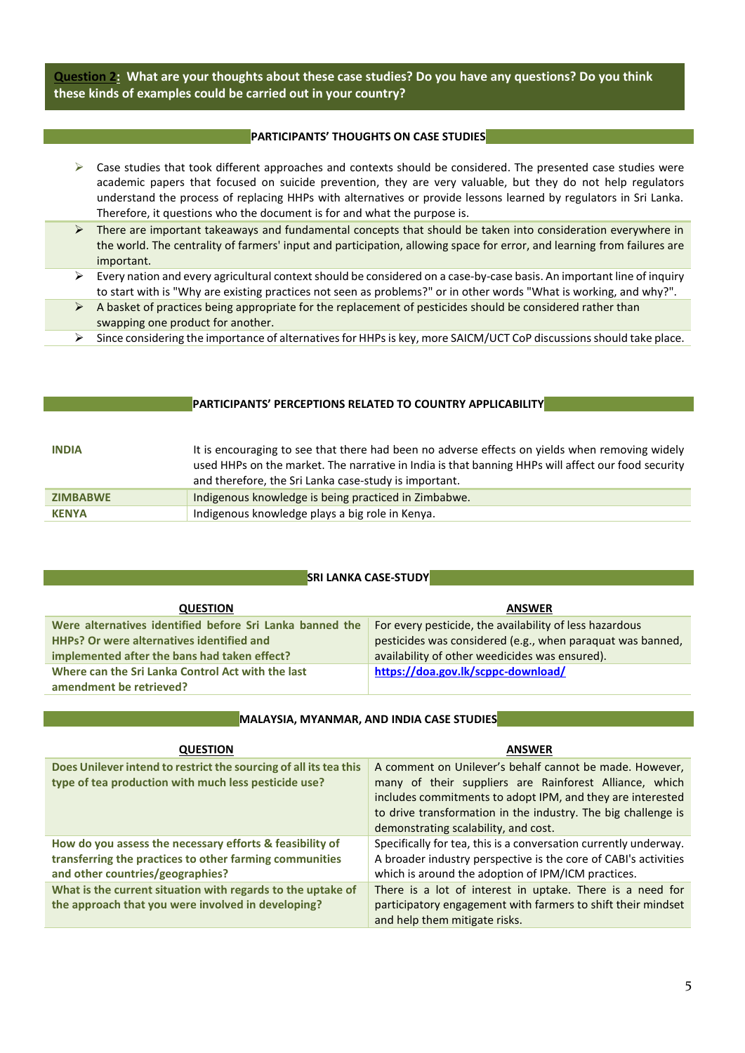**Question 2: What are your thoughts about these case studies? Do you have any questions? Do you think these kinds of examples could be carried out in your country?**

## PARTICIPANTS' THOUGHTS ON CASE STUDIES

- Case studies that took different approaches and contexts should be considered. The presented case studies were academic papers that focused on suicide prevention, they are very valuable, but they do not help regulators understand the process of replacing HHPs with alternatives or provide lessons learned by regulators in Sri Lanka. Therefore, it questions who the document is for and what the purpose is.
- There are important takeaways and fundamental concepts that should be taken into consideration everywhere in the world. The centrality of farmers' input and participation, allowing space for error, and learning from failures are important.
- Every nation and every agricultural context should be considered on a case-by-case basis. An important line of inquiry to start with is "Why are existing practices not seen as problems?" or in other words "What is working, and why?".
- A basket of practices being appropriate for the replacement of pesticides should be considered rather than swapping one product for another.
- Since considering the importance of alternatives for HHPs is key, more SAICM/UCT CoP discussions should take place.

## PARTICIPANTS' PERCEPTIONS RELATED TO COUNTRY APPLICABILITY

| | |
|---|---|
| **INDIA** | It is encouraging to see that there had been no adverse effects on yields when removing widely used HHPs on the market. The narrative in India is that banning HHPs will affect our food security and therefore, the Sri Lanka case-study is important. |
| **ZIMBABWE** | Indigenous knowledge is being practiced in Zimbabwe. |
| **KENYA** | Indigenous knowledge plays a big role in Kenya. |

## SRI LANKA CASE-STUDY

| QUESTION | ANSWER |
|---|---|
| **Were alternatives identified before Sri Lanka banned the HHPs? Or were alternatives identified and implemented after the bans had taken effect?** | For every pesticide, the availability of less hazardous pesticides was considered (e.g., when paraquat was banned, availability of other weedicides was ensured). |
| **Where can the Sri Lanka Control Act with the last amendment be retrieved?** | https://doa.gov.lk/scppc-download/ |

## MALAYSIA, MYANMAR, AND INDIA CASE STUDIES

| QUESTION | ANSWER |
|---|---|
| **Does Unilever intend to restrict the sourcing of all its tea this type of tea production with much less pesticide use?** | A comment on Unilever's behalf cannot be made. However, many of their suppliers are Rainforest Alliance, which includes commitments to adopt IPM, and they are interested to drive transformation in the industry. The big challenge is demonstrating scalability, and cost. |
| **How do you assess the necessary efforts & feasibility of transferring the practices to other farming communities and other countries/geographies?** | Specifically for tea, this is a conversation currently underway. A broader industry perspective is the core of CABI's activities which is around the adoption of IPM/ICM practices. |
| **What is the current situation with regards to the uptake of the approach that you were involved in developing?** | There is a lot of interest in uptake. There is a need for participatory engagement with farmers to shift their mindset and help them mitigate risks. |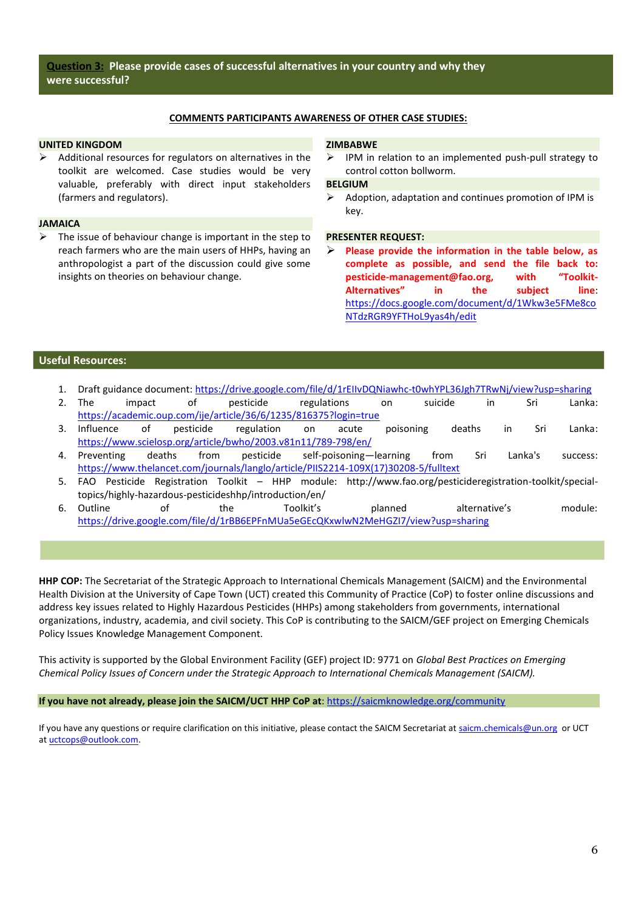## Question 3: Please provide cases of successful alternatives in your country and why they were successful?

**COMMENTS PARTICIPANTS AWARENESS OF OTHER CASE STUDIES:**

**UNITED KINGDOM**

- Additional resources for regulators on alternatives in the toolkit are welcomed. Case studies would be very valuable, preferably with direct input stakeholders (farmers and regulators).

**JAMAICA**

- The issue of behaviour change is important in the step to reach farmers who are the main users of HHPs, having an anthropologist a part of the discussion could give some insights on theories on behaviour change.

**ZIMBABWE**

- IPM in relation to an implemented push-pull strategy to control cotton bollworm.

**BELGIUM**

- Adoption, adaptation and continues promotion of IPM is key.

**PRESENTER REQUEST:**

- **Please provide the information in the table below, as complete as possible, and send the file back to: pesticide-management@fao.org, with "Toolkit-Alternatives" in the subject line**: https://docs.google.com/document/d/1Wkw3e5FMe8coNTdzRGR9YFTHoL9yas4h/edit

## Useful Resources:

1. Draft guidance document: https://drive.google.com/file/d/1rEIlvDQNiawhc-t0whYPL36Jgh7TRwNj/view?usp=sharing
2. The impact of pesticide regulations on suicide in Sri Lanka: https://academic.oup.com/ije/article/36/6/1235/816375?login=true
3. Influence of pesticide regulation on acute poisoning deaths in Sri Lanka: https://www.scielosp.org/article/bwho/2003.v81n11/789-798/en/
4. Preventing deaths from pesticide self-poisoning—learning from Sri Lanka's success: https://www.thelancet.com/journals/langlo/article/PIIS2214-109X(17)30208-5/fulltext
5. FAO Pesticide Registration Toolkit – HHP module: http://www.fao.org/pesticideregistration-toolkit/special-topics/highly-hazardous-pesticideshhp/introduction/en/
6. Outline of the Toolkit's planned alternative's module: https://drive.google.com/file/d/1rBB6EPFnMUa5eGEcQKxwlwN2MeHGZI7/view?usp=sharing

**HHP COP:** The Secretariat of the Strategic Approach to International Chemicals Management (SAICM) and the Environmental Health Division at the University of Cape Town (UCT) created this Community of Practice (CoP) to foster online discussions and address key issues related to Highly Hazardous Pesticides (HHPs) among stakeholders from governments, international organizations, industry, academia, and civil society. This CoP is contributing to the SAICM/GEF project on Emerging Chemicals Policy Issues Knowledge Management Component.

This activity is supported by the Global Environment Facility (GEF) project ID: 9771 on *Global Best Practices on Emerging Chemical Policy Issues of Concern under the Strategic Approach to International Chemicals Management (SAICM).*

**If you have not already, please join the SAICM/UCT HHP CoP at**: https://saicmknowledge.org/community

If you have any questions or require clarification on this initiative, please contact the SAICM Secretariat at saicm.chemicals@un.org or UCT at uctcops@outlook.com.